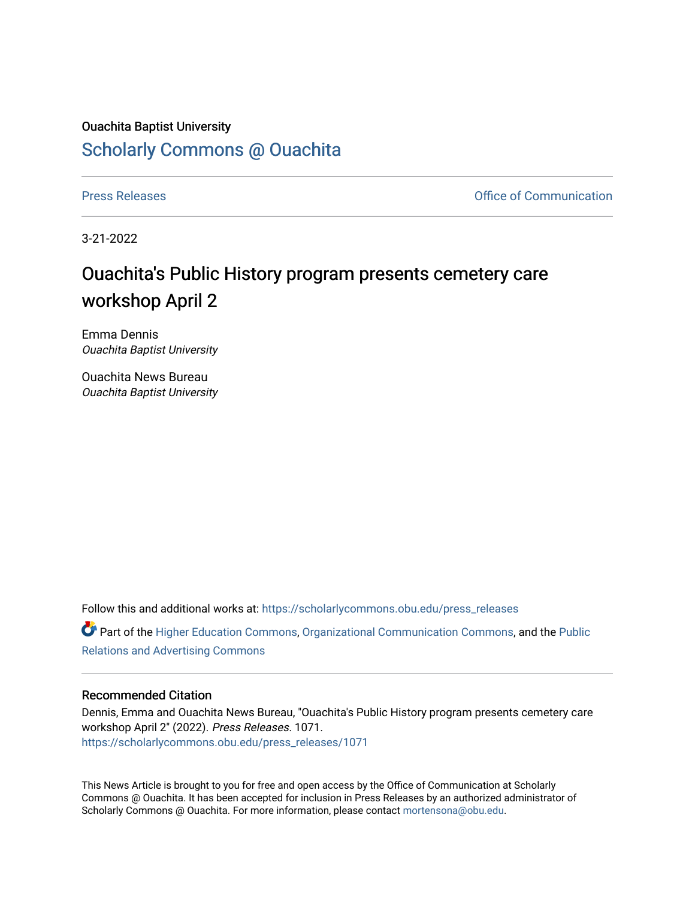Ouachita Baptist University

Scholarly Commons @ Ouachita

Press Releases | Office of Communication

3-21-2022

# Ouachita's Public History program presents cemetery care workshop April 2

Emma Dennis
*Ouachita Baptist University*

Ouachita News Bureau
*Ouachita Baptist University*

Follow this and additional works at: https://scholarlycommons.obu.edu/press_releases

Part of the Higher Education Commons, Organizational Communication Commons, and the Public Relations and Advertising Commons

## Recommended Citation

Dennis, Emma and Ouachita News Bureau, "Ouachita's Public History program presents cemetery care workshop April 2" (2022). *Press Releases*. 1071.
https://scholarlycommons.obu.edu/press_releases/1071

This News Article is brought to you for free and open access by the Office of Communication at Scholarly Commons @ Ouachita. It has been accepted for inclusion in Press Releases by an authorized administrator of Scholarly Commons @ Ouachita. For more information, please contact mortensona@obu.edu.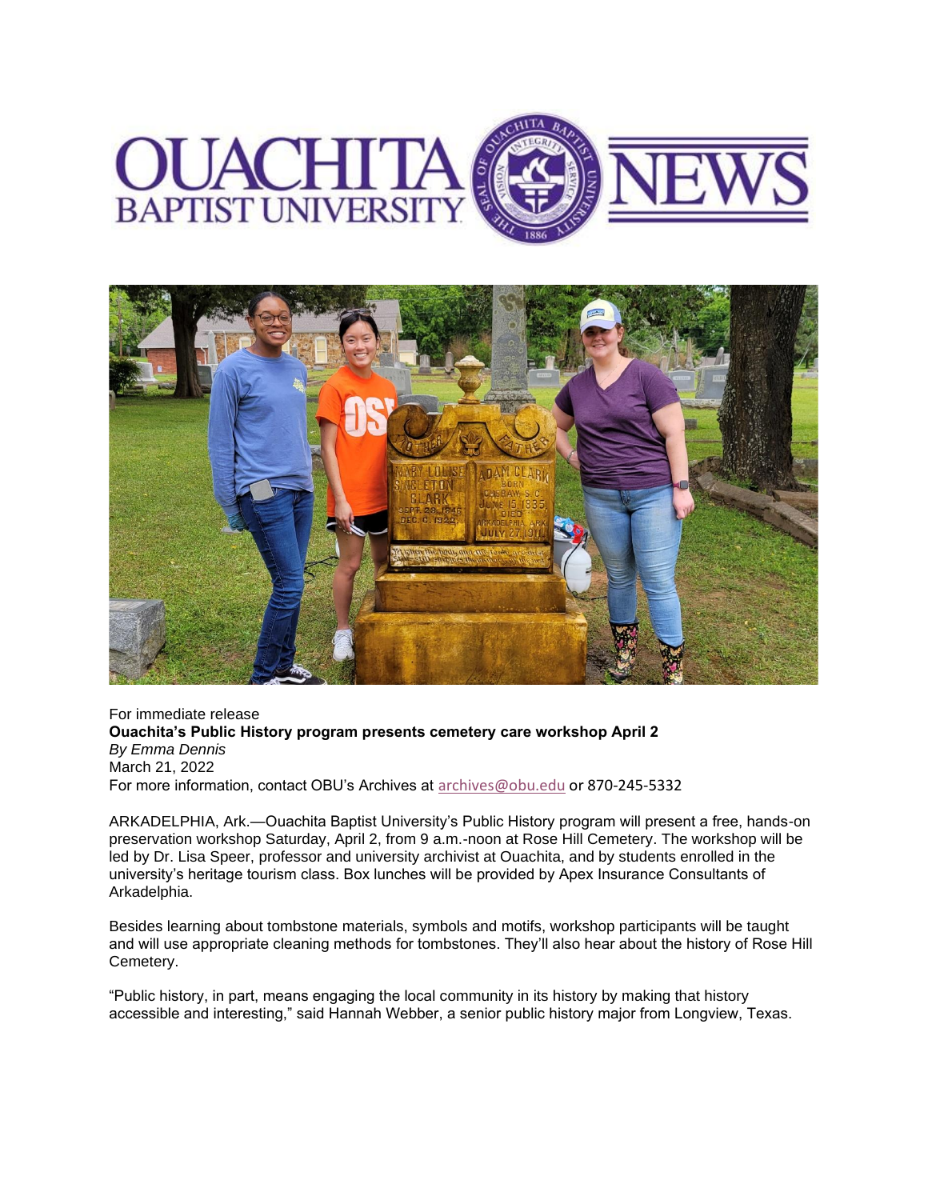For immediate release

**Ouachita's Public History program presents cemetery care workshop April 2**

*By Emma Dennis*

March 21, 2022

For more information, contact OBU's Archives at archives@obu.edu or 870-245-5332

ARKADELPHIA, Ark.—Ouachita Baptist University's Public History program will present a free, hands-on preservation workshop Saturday, April 2, from 9 a.m.-noon at Rose Hill Cemetery. The workshop will be led by Dr. Lisa Speer, professor and university archivist at Ouachita, and by students enrolled in the university's heritage tourism class. Box lunches will be provided by Apex Insurance Consultants of Arkadelphia.

Besides learning about tombstone materials, symbols and motifs, workshop participants will be taught and will use appropriate cleaning methods for tombstones. They'll also hear about the history of Rose Hill Cemetery.

"Public history, in part, means engaging the local community in its history by making that history accessible and interesting," said Hannah Webber, a senior public history major from Longview, Texas.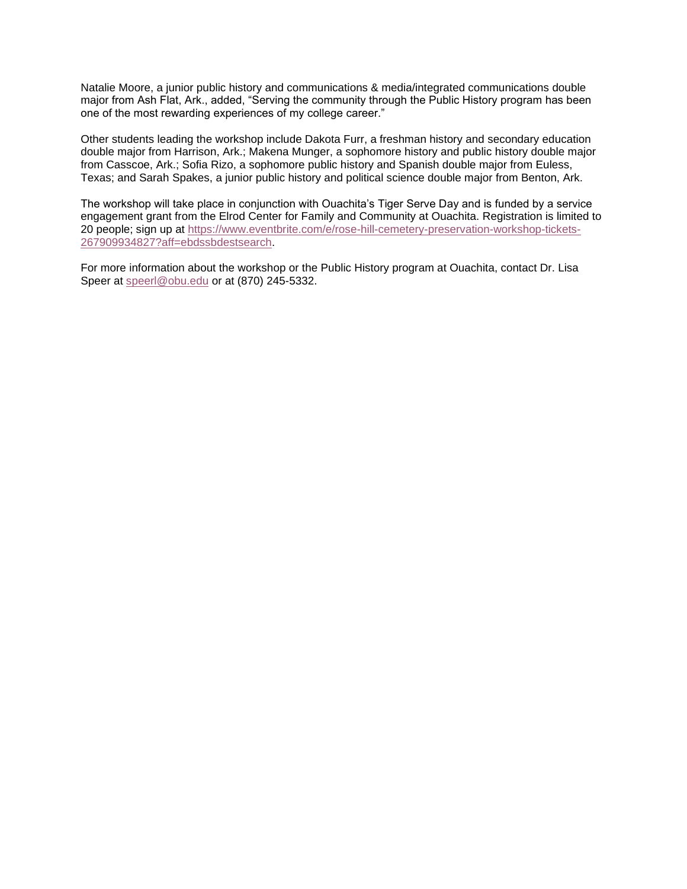Natalie Moore, a junior public history and communications & media/integrated communications double major from Ash Flat, Ark., added, "Serving the community through the Public History program has been one of the most rewarding experiences of my college career."

Other students leading the workshop include Dakota Furr, a freshman history and secondary education double major from Harrison, Ark.; Makena Munger, a sophomore history and public history double major from Casscoe, Ark.; Sofia Rizo, a sophomore public history and Spanish double major from Euless, Texas; and Sarah Spakes, a junior public history and political science double major from Benton, Ark.

The workshop will take place in conjunction with Ouachita's Tiger Serve Day and is funded by a service engagement grant from the Elrod Center for Family and Community at Ouachita. Registration is limited to 20 people; sign up at [https://www.eventbrite.com/e/rose-hill-cemetery-preservation-workshop-tickets-267909934827?aff=ebdssbdestsearch](https://www.eventbrite.com/e/rose-hill-cemetery-preservation-workshop-tickets-267909934827?aff=ebdssbdestsearch).

For more information about the workshop or the Public History program at Ouachita, contact Dr. Lisa Speer at [speerl@obu.edu](mailto:speerl@obu.edu) or at (870) 245-5332.